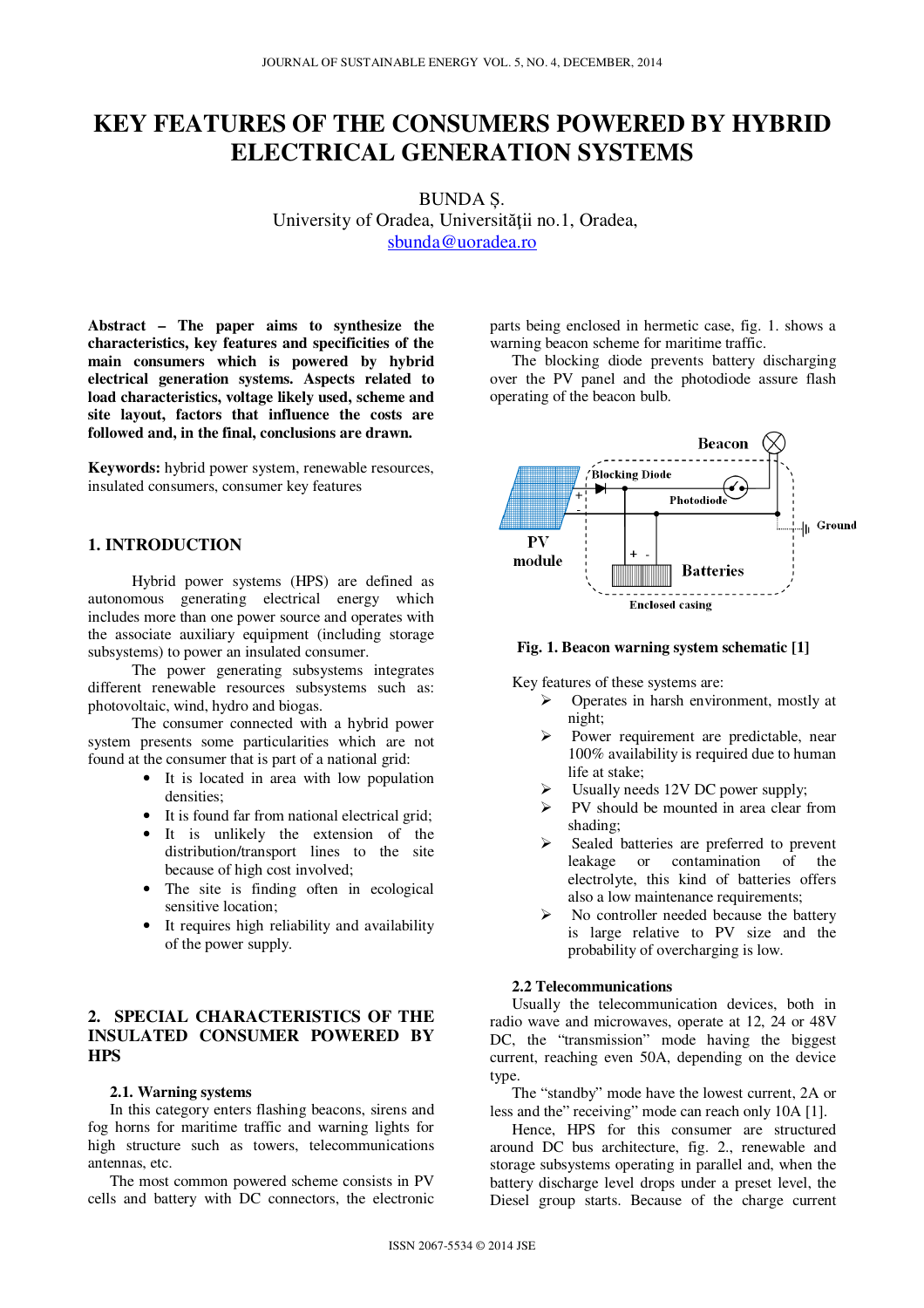# KEY FEATURES OF THE CONSUMERS POWERED BY HYBRID ELECTRICAL GENERATION SYSTEMS

BUNDA Ș.
University of Oradea, Universității no.1, Oradea,
sbunda@uoradea.ro

**Abstract – The paper aims to synthesize the characteristics, key features and specificities of the main consumers which is powered by hybrid electrical generation systems. Aspects related to load characteristics, voltage likely used, scheme and site layout, factors that influence the costs are followed and, in the final, conclusions are drawn.**

**Keywords:** hybrid power system, renewable resources, insulated consumers, consumer key features

## 1. INTRODUCTION

Hybrid power systems (HPS) are defined as autonomous generating electrical energy which includes more than one power source and operates with the associate auxiliary equipment (including storage subsystems) to power an insulated consumer.

The power generating subsystems integrates different renewable resources subsystems such as: photovoltaic, wind, hydro and biogas.

The consumer connected with a hybrid power system presents some particularities which are not found at the consumer that is part of a national grid:

- It is located in area with low population densities;
- It is found far from national electrical grid;
- It is unlikely the extension of the distribution/transport lines to the site because of high cost involved;
- The site is finding often in ecological sensitive location;
- It requires high reliability and availability of the power supply.

## 2. SPECIAL CHARACTERISTICS OF THE INSULATED CONSUMER POWERED BY HPS

### 2.1. Warning systems

In this category enters flashing beacons, sirens and fog horns for maritime traffic and warning lights for high structure such as towers, telecommunications antennas, etc.

The most common powered scheme consists in PV cells and battery with DC connectors, the electronic parts being enclosed in hermetic case, fig. 1. shows a warning beacon scheme for maritime traffic.

The blocking diode prevents battery discharging over the PV panel and the photodiode assure flash operating of the beacon bulb.

**Fig. 1. Beacon warning system schematic [1]**

Key features of these systems are:

- Operates in harsh environment, mostly at night;
- Power requirement are predictable, near 100% availability is required due to human life at stake;
- Usually needs 12V DC power supply;
- PV should be mounted in area clear from shading;
- Sealed batteries are preferred to prevent leakage or contamination of the electrolyte, this kind of batteries offers also a low maintenance requirements;
- No controller needed because the battery is large relative to PV size and the probability of overcharging is low.

### 2.2 Telecommunications

Usually the telecommunication devices, both in radio wave and microwaves, operate at 12, 24 or 48V DC, the "transmission" mode having the biggest current, reaching even 50A, depending on the device type.

The "standby" mode have the lowest current, 2A or less and the" receiving" mode can reach only 10A [1].

Hence, HPS for this consumer are structured around DC bus architecture, fig. 2., renewable and storage subsystems operating in parallel and, when the battery discharge level drops under a preset level, the Diesel group starts. Because of the charge current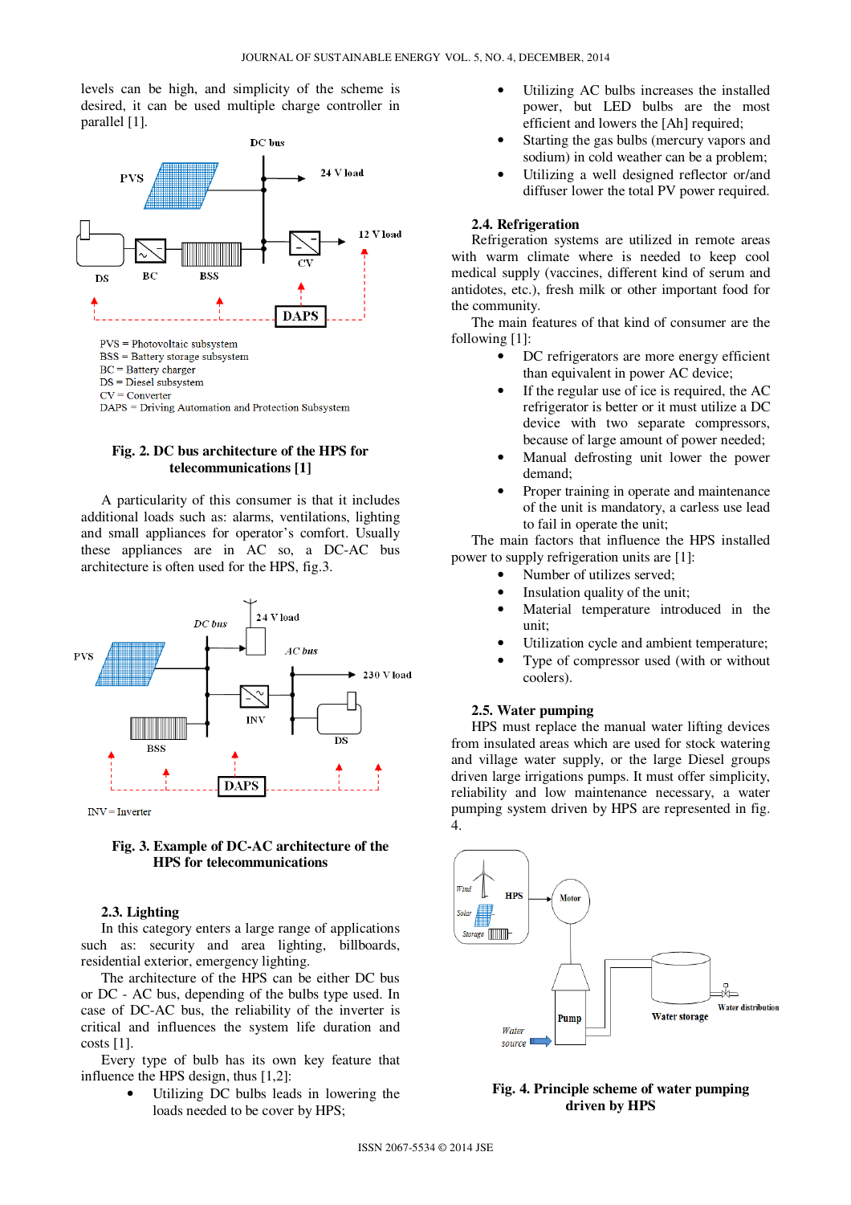levels can be high, and simplicity of the scheme is desired, it can be used multiple charge controller in parallel [1].

PVS = Photovoltaic subsystem
BSS = Battery storage subsystem
BC = Battery charger
DS = Diesel subsystem
CV = Converter
DAPS = Driving Automation and Protection Subsystem

**Fig. 2. DC bus architecture of the HPS for telecommunications [1]**

A particularity of this consumer is that it includes additional loads such as: alarms, ventilations, lighting and small appliances for operator's comfort. Usually these appliances are in AC so, a DC-AC bus architecture is often used for the HPS, fig.3.

INV = Inverter

**Fig. 3. Example of DC-AC architecture of the HPS for telecommunications**

### 2.3. Lighting

In this category enters a large range of applications such as: security and area lighting, billboards, residential exterior, emergency lighting.

The architecture of the HPS can be either DC bus or DC - AC bus, depending of the bulbs type used. In case of DC-AC bus, the reliability of the inverter is critical and influences the system life duration and costs [1].

Every type of bulb has its own key feature that influence the HPS design, thus [1,2]:

- Utilizing DC bulbs leads in lowering the loads needed to be cover by HPS;
- Utilizing AC bulbs increases the installed power, but LED bulbs are the most efficient and lowers the [Ah] required;
- Starting the gas bulbs (mercury vapors and sodium) in cold weather can be a problem;
- Utilizing a well designed reflector or/and diffuser lower the total PV power required.

### 2.4. Refrigeration

Refrigeration systems are utilized in remote areas with warm climate where is needed to keep cool medical supply (vaccines, different kind of serum and antidotes, etc.), fresh milk or other important food for the community.

The main features of that kind of consumer are the following [1]:

- DC refrigerators are more energy efficient than equivalent in power AC device;
- If the regular use of ice is required, the AC refrigerator is better or it must utilize a DC device with two separate compressors, because of large amount of power needed;
- Manual defrosting unit lower the power demand;
- Proper training in operate and maintenance of the unit is mandatory, a carless use lead to fail in operate the unit;

The main factors that influence the HPS installed power to supply refrigeration units are [1]:

- Number of utilizes served;
- Insulation quality of the unit;
- Material temperature introduced in the unit;
- Utilization cycle and ambient temperature;
- Type of compressor used (with or without coolers).

### 2.5. Water pumping

HPS must replace the manual water lifting devices from insulated areas which are used for stock watering and village water supply, or the large Diesel groups driven large irrigations pumps. It must offer simplicity, reliability and low maintenance necessary, a water pumping system driven by HPS are represented in fig. 4.

**Fig. 4. Principle scheme of water pumping driven by HPS**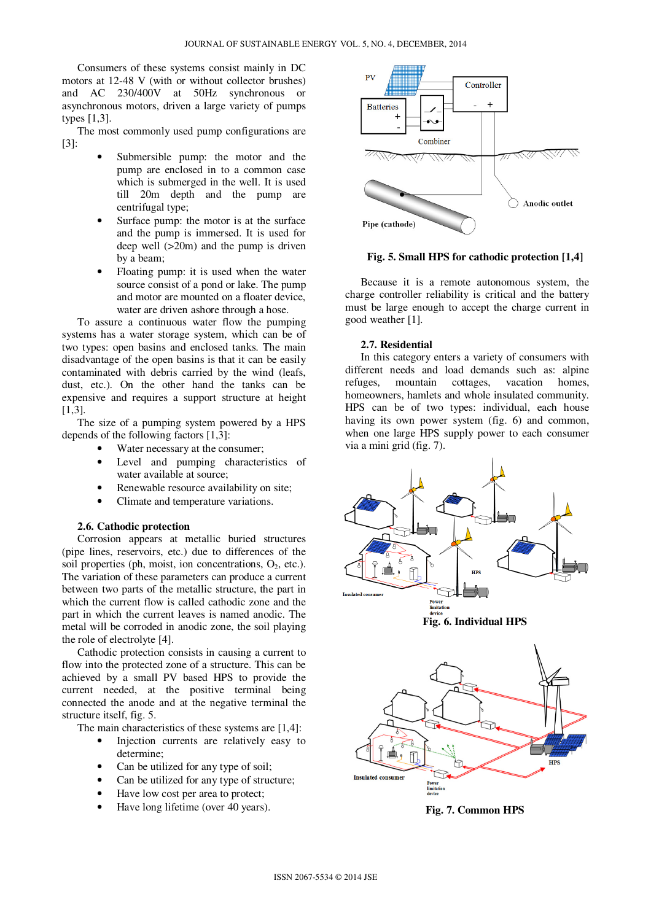Consumers of these systems consist mainly in DC motors at 12-48 V (with or without collector brushes) and AC 230/400V at 50Hz synchronous or asynchronous motors, driven a large variety of pumps types [1,3].

The most commonly used pump configurations are [3]:

- Submersible pump: the motor and the pump are enclosed in to a common case which is submerged in the well. It is used till 20m depth and the pump are centrifugal type;
- Surface pump: the motor is at the surface and the pump is immersed. It is used for deep well (>20m) and the pump is driven by a beam;
- Floating pump: it is used when the water source consist of a pond or lake. The pump and motor are mounted on a floater device, water are driven ashore through a hose.

To assure a continuous water flow the pumping systems has a water storage system, which can be of two types: open basins and enclosed tanks. The main disadvantage of the open basins is that it can be easily contaminated with debris carried by the wind (leafs, dust, etc.). On the other hand the tanks can be expensive and requires a support structure at height [1,3].

The size of a pumping system powered by a HPS depends of the following factors [1,3]:

- Water necessary at the consumer;
- Level and pumping characteristics of water available at source;
- Renewable resource availability on site;
- Climate and temperature variations.

### 2.6. Cathodic protection

Corrosion appears at metallic buried structures (pipe lines, reservoirs, etc.) due to differences of the soil properties (ph, moist, ion concentrations, $O_2$, etc.). The variation of these parameters can produce a current between two parts of the metallic structure, the part in which the current flow is called cathodic zone and the part in which the current leaves is named anodic. The metal will be corroded in anodic zone, the soil playing the role of electrolyte [4].

Cathodic protection consists in causing a current to flow into the protected zone of a structure. This can be achieved by a small PV based HPS to provide the current needed, at the positive terminal being connected the anode and at the negative terminal the structure itself, fig. 5.

The main characteristics of these systems are [1,4]:

- Injection currents are relatively easy to determine;
- Can be utilized for any type of soil;
- Can be utilized for any type of structure;
- Have low cost per area to protect;
- Have long lifetime (over 40 years).

**Fig. 5. Small HPS for cathodic protection [1,4]**

Because it is a remote autonomous system, the charge controller reliability is critical and the battery must be large enough to accept the charge current in good weather [1].

### 2.7. Residential

In this category enters a variety of consumers with different needs and load demands such as: alpine refuges, mountain cottages, vacation homes, homeowners, hamlets and whole insulated community. HPS can be of two types: individual, each house having its own power system (fig. 6) and common, when one large HPS supply power to each consumer via a mini grid (fig. 7).

**Fig. 6. Individual HPS**

**Fig. 7. Common HPS**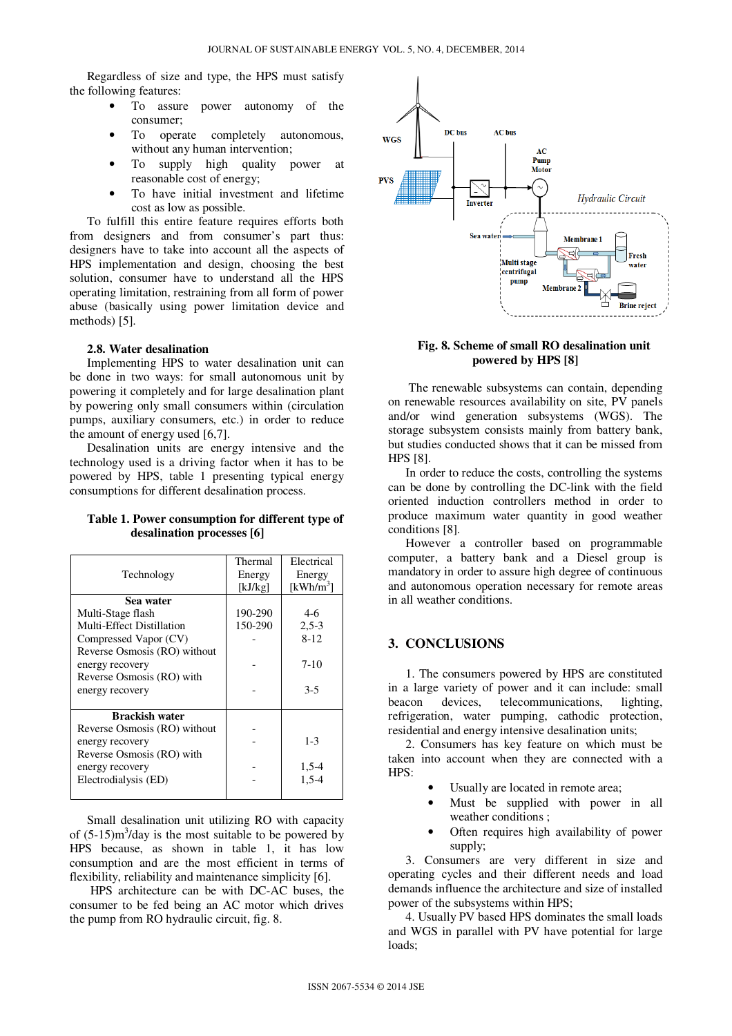Regardless of size and type, the HPS must satisfy the following features:

- To assure power autonomy of the consumer;
- To operate completely autonomous, without any human intervention;
- To supply high quality power at reasonable cost of energy;
- To have initial investment and lifetime cost as low as possible.

To fulfill this entire feature requires efforts both from designers and from consumer's part thus: designers have to take into account all the aspects of HPS implementation and design, choosing the best solution, consumer have to understand all the HPS operating limitation, restraining from all form of power abuse (basically using power limitation device and methods) [5].

### 2.8. Water desalination

Implementing HPS to water desalination unit can be done in two ways: for small autonomous unit by powering it completely and for large desalination plant by powering only small consumers within (circulation pumps, auxiliary consumers, etc.) in order to reduce the amount of energy used [6,7].

Desalination units are energy intensive and the technology used is a driving factor when it has to be powered by HPS, table 1 presenting typical energy consumptions for different desalination process.

**Table 1. Power consumption for different type of desalination processes [6]**

| Technology | Thermal Energy [kJ/kg] | Electrical Energy [kWh/m$^3$] |
|---|---|---|
| **Sea water** | | |
| Multi-Stage flash | 190-290 | 4-6 |
| Multi-Effect Distillation | 150-290 | 2,5-3 |
| Compressed Vapor (CV) | - | 8-12 |
| Reverse Osmosis (RO) without energy recovery | - | 7-10 |
| Reverse Osmosis (RO) with energy recovery | - | 3-5 |
| **Brackish water** | | |
| Reverse Osmosis (RO) without energy recovery | - | 1-3 |
| Reverse Osmosis (RO) with energy recovery | - | 1,5-4 |
| Electrodialysis (ED) | - | 1,5-4 |

Small desalination unit utilizing RO with capacity of (5-15)m$^3$/day is the most suitable to be powered by HPS because, as shown in table 1, it has low consumption and are the most efficient in terms of flexibility, reliability and maintenance simplicity [6].

HPS architecture can be with DC-AC buses, the consumer to be fed being an AC motor which drives the pump from RO hydraulic circuit, fig. 8.

**Fig. 8. Scheme of small RO desalination unit powered by HPS [8]**

The renewable subsystems can contain, depending on renewable resources availability on site, PV panels and/or wind generation subsystems (WGS). The storage subsystem consists mainly from battery bank, but studies conducted shows that it can be missed from HPS [8].

In order to reduce the costs, controlling the systems can be done by controlling the DC-link with the field oriented induction controllers method in order to produce maximum water quantity in good weather conditions [8].

However a controller based on programmable computer, a battery bank and a Diesel group is mandatory in order to assure high degree of continuous and autonomous operation necessary for remote areas in all weather conditions.

## 3. CONCLUSIONS

1. The consumers powered by HPS are constituted in a large variety of power and it can include: small beacon devices, telecommunications, lighting, refrigeration, water pumping, cathodic protection, residential and energy intensive desalination units;

2. Consumers has key feature on which must be taken into account when they are connected with a HPS:

- Usually are located in remote area;
- Must be supplied with power in all weather conditions ;
- Often requires high availability of power supply;

3. Consumers are very different in size and operating cycles and their different needs and load demands influence the architecture and size of installed power of the subsystems within HPS;

4. Usually PV based HPS dominates the small loads and WGS in parallel with PV have potential for large loads;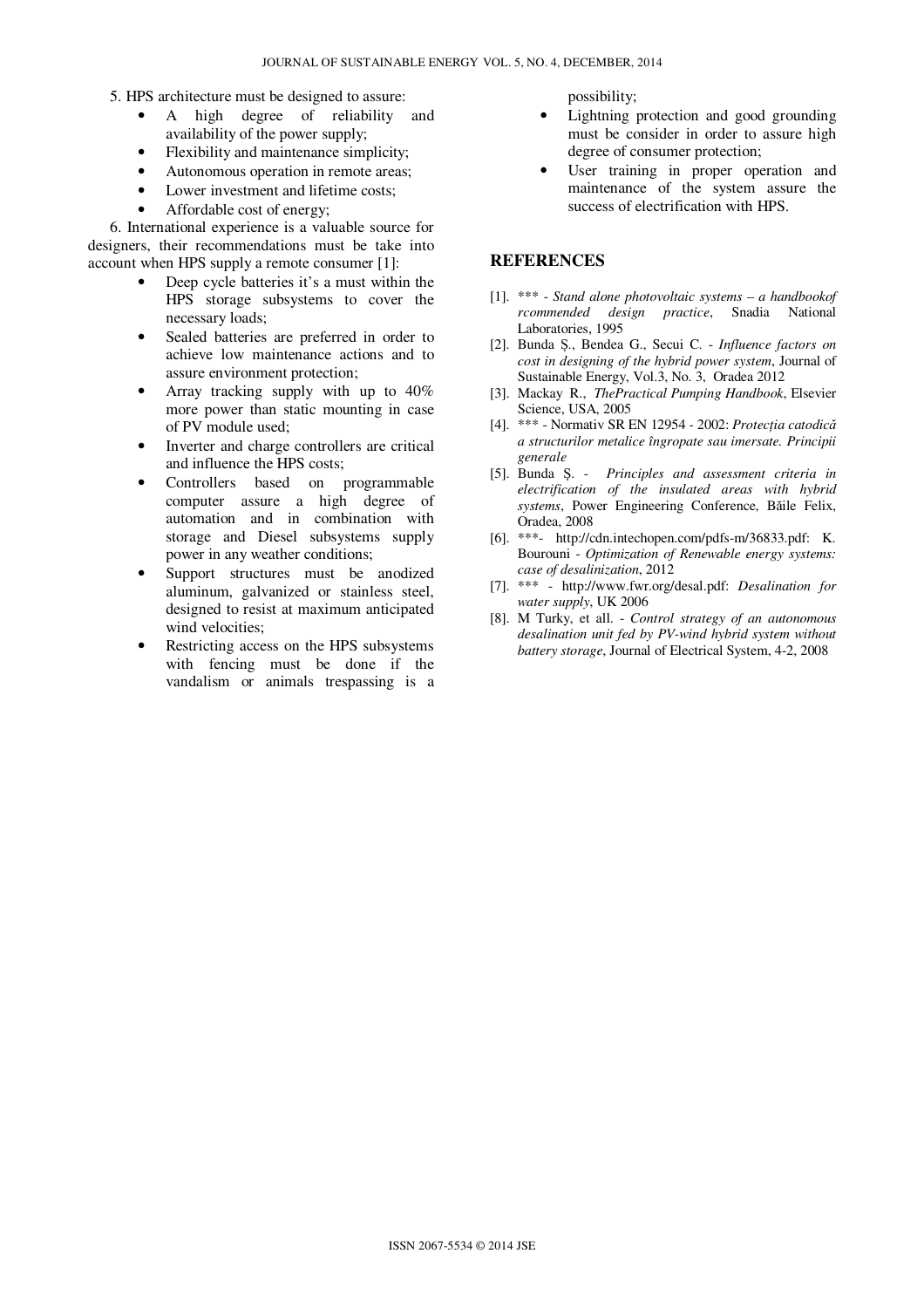5. HPS architecture must be designed to assure:

- A high degree of reliability and availability of the power supply;
- Flexibility and maintenance simplicity;
- Autonomous operation in remote areas;
- Lower investment and lifetime costs;
- Affordable cost of energy;

6. International experience is a valuable source for designers, their recommendations must be take into account when HPS supply a remote consumer [1]:

- Deep cycle batteries it's a must within the HPS storage subsystems to cover the necessary loads;
- Sealed batteries are preferred in order to achieve low maintenance actions and to assure environment protection;
- Array tracking supply with up to 40% more power than static mounting in case of PV module used;
- Inverter and charge controllers are critical and influence the HPS costs;
- Controllers based on programmable computer assure a high degree of automation and in combination with storage and Diesel subsystems supply power in any weather conditions;
- Support structures must be anodized aluminum, galvanized or stainless steel, designed to resist at maximum anticipated wind velocities;
- Restricting access on the HPS subsystems with fencing must be done if the vandalism or animals trespassing is a possibility;
- Lightning protection and good grounding must be consider in order to assure high degree of consumer protection;
- User training in proper operation and maintenance of the system assure the success of electrification with HPS.

## REFERENCES

[1]. *** - *Stand alone photovoltaic systems – a handbookof rcommended design practice*, Snadia National Laboratories, 1995

[2]. Bunda Ș., Bendea G., Secui C. - *Influence factors on cost in designing of the hybrid power system*, Journal of Sustainable Energy, Vol.3, No. 3, Oradea 2012

[3]. Mackay R., *ThePractical Pumping Handbook*, Elsevier Science, USA, 2005

[4]. *** - Normativ SR EN 12954 - 2002: *Protecția catodică a structurilor metalice îngropate sau imersate. Principii generale*

[5]. Bunda Ș. - *Principles and assessment criteria in electrification of the insulated areas with hybrid systems*, Power Engineering Conference, Băile Felix, Oradea, 2008

[6]. ***- http://cdn.intechopen.com/pdfs-m/36833.pdf: K. Bourouni - *Optimization of Renewable energy systems: case of desalinization*, 2012

[7]. *** - http://www.fwr.org/desal.pdf: *Desalination for water supply*, UK 2006

[8]. M Turky, et all. - *Control strategy of an autonomous desalination unit fed by PV-wind hybrid system without battery storage*, Journal of Electrical System, 4-2, 2008